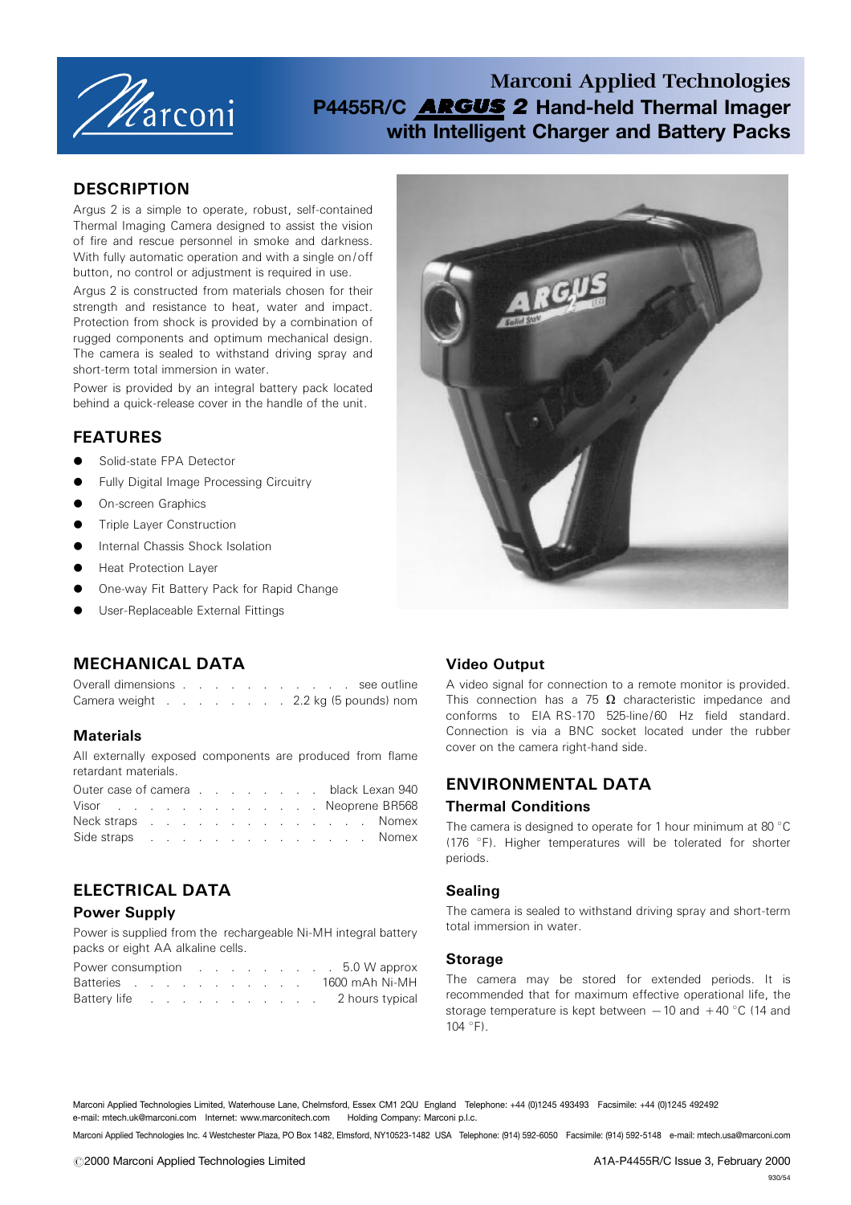# Marconi Applied Technologies

# P4455R/C ARGUS 2 Hand-held Thermal Imager with Intelligent Charger and Battery Packs

## DESCRIPTION

Argus 2 is a simple to operate, robust, self-contained Thermal Imaging Camera designed to assist the vision of fire and rescue personnel in smoke and darkness. With fully automatic operation and with a single on/off button, no control or adjustment is required in use.

Argus 2 is constructed from materials chosen for their strength and resistance to heat, water and impact. Protection from shock is provided by a combination of rugged components and optimum mechanical design. The camera is sealed to withstand driving spray and short-term total immersion in water.

Power is provided by an integral battery pack located behind a quick-release cover in the handle of the unit.

## FEATURES

- Solid-state FPA Detector
- Fully Digital Image Processing Circuitry
- On-screen Graphics
- Triple Layer Construction
- Internal Chassis Shock Isolation
- Heat Protection Layer
- One-way Fit Battery Pack for Rapid Change
- User-Replaceable External Fittings

## MECHANICAL DATA

| | |
|---|---|
| Overall dimensions | see outline |
| Camera weight | 2.2 kg (5 pounds) nom |

### Materials

All externally exposed components are produced from flame retardant materials.

| | |
|---|---|
| Outer case of camera | black Lexan 940 |
| Visor | Neoprene BR568 |
| Neck straps | Nomex |
| Side straps | Nomex |

## ELECTRICAL DATA

### Power Supply

Power is supplied from the rechargeable Ni-MH integral battery packs or eight AA alkaline cells.

| | |
|---|---|
| Power consumption | 5.0 W approx |
| Batteries | 1600 mAh Ni-MH |
| Battery life | 2 hours typical |

### Video Output

A video signal for connection to a remote monitor is provided. This connection has a 75 Ω characteristic impedance and conforms to EIA RS-170 525-line/60 Hz field standard. Connection is via a BNC socket located under the rubber cover on the camera right-hand side.

## ENVIRONMENTAL DATA

### Thermal Conditions

The camera is designed to operate for 1 hour minimum at 80 °C (176 °F). Higher temperatures will be tolerated for shorter periods.

### Sealing

The camera is sealed to withstand driving spray and short-term total immersion in water.

### Storage

The camera may be stored for extended periods. It is recommended that for maximum effective operational life, the storage temperature is kept between −10 and +40 °C (14 and 104 °F).

Marconi Applied Technologies Limited, Waterhouse Lane, Chelmsford, Essex CM1 2QU England Telephone: +44 (0)1245 493493 Facsimile: +44 (0)1245 492492
e-mail: mtech.uk@marconi.com Internet: www.marconitech.com Holding Company: Marconi p.l.c.

Marconi Applied Technologies Inc. 4 Westchester Plaza, PO Box 1482, Elmsford, NY10523-1482 USA Telephone: (914) 592-6050 Facsimile: (914) 592-5148 e-mail: mtech.usa@marconi.com

©2000 Marconi Applied Technologies Limited

A1A-P4455R/C Issue 3, February 2000

930/54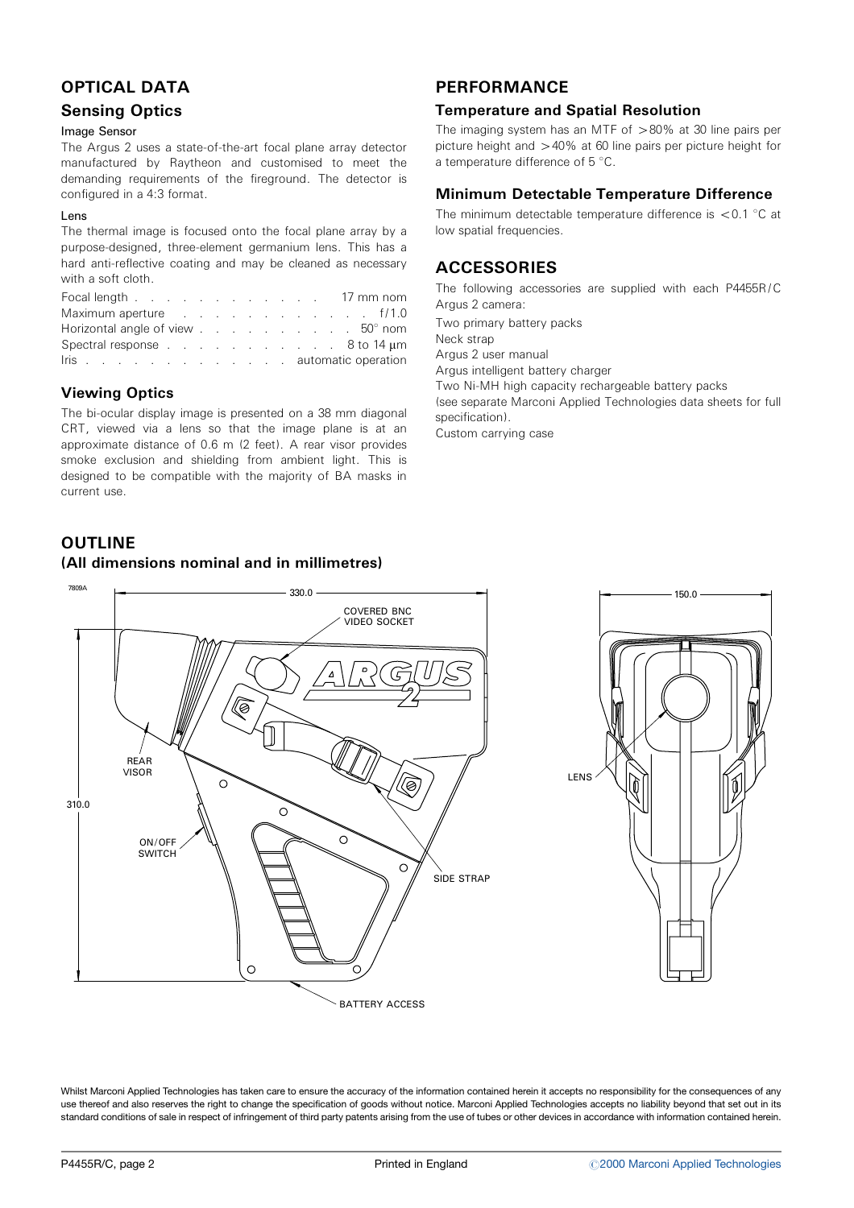## OPTICAL DATA

### Sensing Optics

#### Image Sensor

The Argus 2 uses a state-of-the-art focal plane array detector manufactured by Raytheon and customised to meet the demanding requirements of the fireground. The detector is configured in a 4:3 format.

#### Lens

The thermal image is focused onto the focal plane array by a purpose-designed, three-element germanium lens. This has a hard anti-reflective coating and may be cleaned as necessary with a soft cloth.

| | |
|---|---|
| Focal length | 17 mm nom |
| Maximum aperture | f/1.0 |
| Horizontal angle of view | 50° nom |
| Spectral response | 8 to 14 μm |
| Iris | automatic operation |

### Viewing Optics

The bi-ocular display image is presented on a 38 mm diagonal CRT, viewed via a lens so that the image plane is at an approximate distance of 0.6 m (2 feet). A rear visor provides smoke exclusion and shielding from ambient light. This is designed to be compatible with the majority of BA masks in current use.

## PERFORMANCE

### Temperature and Spatial Resolution

The imaging system has an MTF of >80% at 30 line pairs per picture height and >40% at 60 line pairs per picture height for a temperature difference of 5 °C.

### Minimum Detectable Temperature Difference

The minimum detectable temperature difference is <0.1 °C at low spatial frequencies.

## ACCESSORIES

The following accessories are supplied with each P4455R/C Argus 2 camera:

Two primary battery packs
Neck strap
Argus 2 user manual
Argus intelligent battery charger
Two Ni-MH high capacity rechargeable battery packs (see separate Marconi Applied Technologies data sheets for full specification).
Custom carrying case

## OUTLINE

### (All dimensions nominal and in millimetres)

7809A
330.0
310.0
150.0
COVERED BNC VIDEO SOCKET
REAR VISOR
ON/OFF SWITCH
SIDE STRAP
BATTERY ACCESS
LENS

Whilst Marconi Applied Technologies has taken care to ensure the accuracy of the information contained herein it accepts no responsibility for the consequences of any use thereof and also reserves the right to change the specification of goods without notice. Marconi Applied Technologies accepts no liability beyond that set out in its standard conditions of sale in respect of infringement of third party patents arising from the use of tubes or other devices in accordance with information contained herein.

Printed in England
©2000 Marconi Applied Technologies